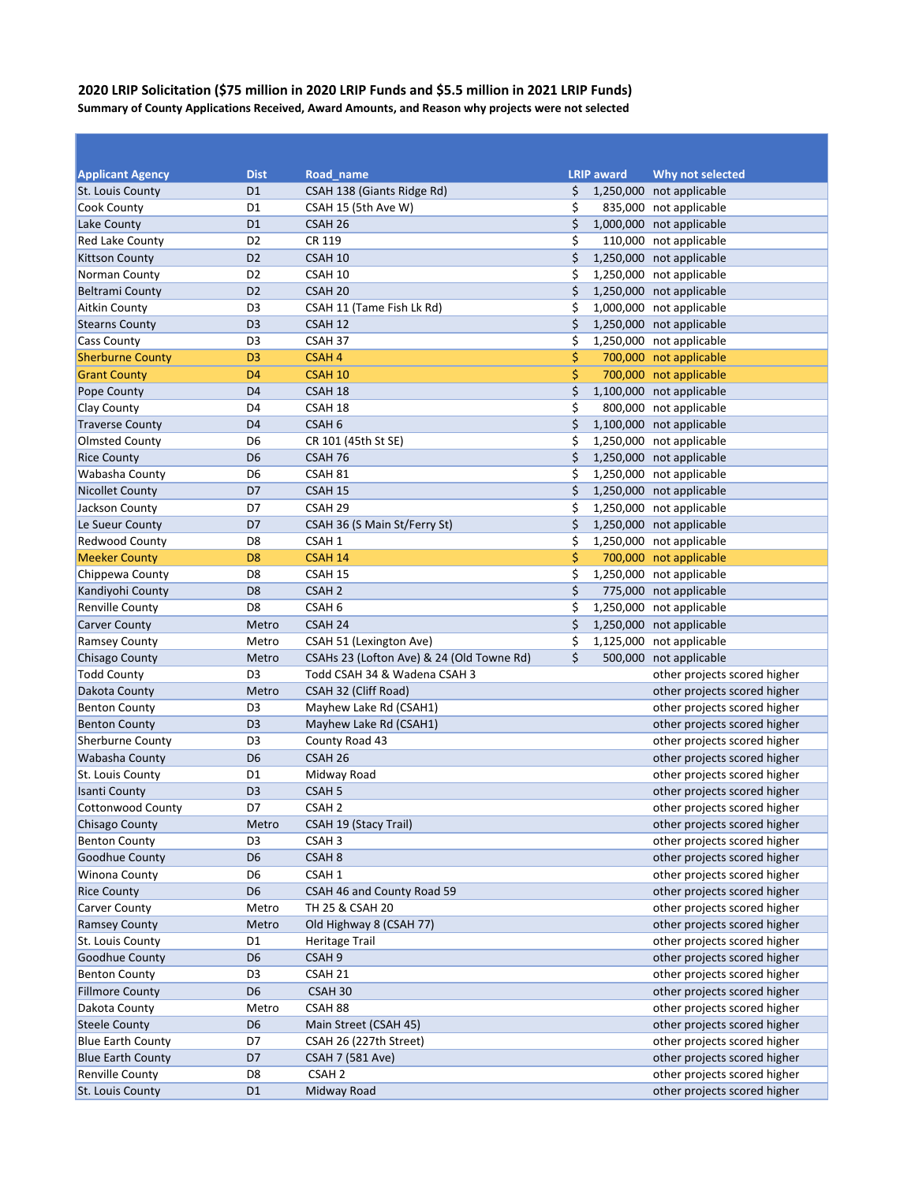**2020 LRIP Solicitation ($75 million in 2020 LRIP Funds and $5.5 million in 2021 LRIP Funds)**

**Summary of County Applications Received, Award Amounts, and Reason why projects were not selected**

| Applicant Agency | Dist | Road_name | LRIP award | Why not selected |
|---|---|---|---|---|
| St. Louis County | D1 | CSAH 138 (Giants Ridge Rd) | $ 1,250,000 | not applicable |
| Cook County | D1 | CSAH 15 (5th Ave W) | $ 835,000 | not applicable |
| Lake County | D1 | CSAH 26 | $ 1,000,000 | not applicable |
| Red Lake County | D2 | CR 119 | $ 110,000 | not applicable |
| Kittson County | D2 | CSAH 10 | $ 1,250,000 | not applicable |
| Norman County | D2 | CSAH 10 | $ 1,250,000 | not applicable |
| Beltrami County | D2 | CSAH 20 | $ 1,250,000 | not applicable |
| Aitkin County | D3 | CSAH 11 (Tame Fish Lk Rd) | $ 1,000,000 | not applicable |
| Stearns County | D3 | CSAH 12 | $ 1,250,000 | not applicable |
| Cass County | D3 | CSAH 37 | $ 1,250,000 | not applicable |
| Sherburne County | D3 | CSAH 4 | $ 700,000 | not applicable |
| Grant County | D4 | CSAH 10 | $ 700,000 | not applicable |
| Pope County | D4 | CSAH 18 | $ 1,100,000 | not applicable |
| Clay County | D4 | CSAH 18 | $ 800,000 | not applicable |
| Traverse County | D4 | CSAH 6 | $ 1,100,000 | not applicable |
| Olmsted County | D6 | CR 101 (45th St SE) | $ 1,250,000 | not applicable |
| Rice County | D6 | CSAH 76 | $ 1,250,000 | not applicable |
| Wabasha County | D6 | CSAH 81 | $ 1,250,000 | not applicable |
| Nicollet County | D7 | CSAH 15 | $ 1,250,000 | not applicable |
| Jackson County | D7 | CSAH 29 | $ 1,250,000 | not applicable |
| Le Sueur County | D7 | CSAH 36 (S Main St/Ferry St) | $ 1,250,000 | not applicable |
| Redwood County | D8 | CSAH 1 | $ 1,250,000 | not applicable |
| Meeker County | D8 | CSAH 14 | $ 700,000 | not applicable |
| Chippewa County | D8 | CSAH 15 | $ 1,250,000 | not applicable |
| Kandiyohi County | D8 | CSAH 2 | $ 775,000 | not applicable |
| Renville County | D8 | CSAH 6 | $ 1,250,000 | not applicable |
| Carver County | Metro | CSAH 24 | $ 1,250,000 | not applicable |
| Ramsey County | Metro | CSAH 51 (Lexington Ave) | $ 1,125,000 | not applicable |
| Chisago County | Metro | CSAHs 23 (Lofton Ave) & 24 (Old Towne Rd) | $ 500,000 | not applicable |
| Todd County | D3 | Todd CSAH 34 & Wadena CSAH 3 | | other projects scored higher |
| Dakota County | Metro | CSAH 32 (Cliff Road) | | other projects scored higher |
| Benton County | D3 | Mayhew Lake Rd (CSAH1) | | other projects scored higher |
| Benton County | D3 | Mayhew Lake Rd (CSAH1) | | other projects scored higher |
| Sherburne County | D3 | County Road 43 | | other projects scored higher |
| Wabasha County | D6 | CSAH 26 | | other projects scored higher |
| St. Louis County | D1 | Midway Road | | other projects scored higher |
| Isanti County | D3 | CSAH 5 | | other projects scored higher |
| Cottonwood County | D7 | CSAH 2 | | other projects scored higher |
| Chisago County | Metro | CSAH 19 (Stacy Trail) | | other projects scored higher |
| Benton County | D3 | CSAH 3 | | other projects scored higher |
| Goodhue County | D6 | CSAH 8 | | other projects scored higher |
| Winona County | D6 | CSAH 1 | | other projects scored higher |
| Rice County | D6 | CSAH 46 and County Road 59 | | other projects scored higher |
| Carver County | Metro | TH 25 & CSAH 20 | | other projects scored higher |
| Ramsey County | Metro | Old Highway 8 (CSAH 77) | | other projects scored higher |
| St. Louis County | D1 | Heritage Trail | | other projects scored higher |
| Goodhue County | D6 | CSAH 9 | | other projects scored higher |
| Benton County | D3 | CSAH 21 | | other projects scored higher |
| Fillmore County | D6 | CSAH 30 | | other projects scored higher |
| Dakota County | Metro | CSAH 88 | | other projects scored higher |
| Steele County | D6 | Main Street (CSAH 45) | | other projects scored higher |
| Blue Earth County | D7 | CSAH 26 (227th Street) | | other projects scored higher |
| Blue Earth County | D7 | CSAH 7 (581 Ave) | | other projects scored higher |
| Renville County | D8 | CSAH 2 | | other projects scored higher |
| St. Louis County | D1 | Midway Road | | other projects scored higher |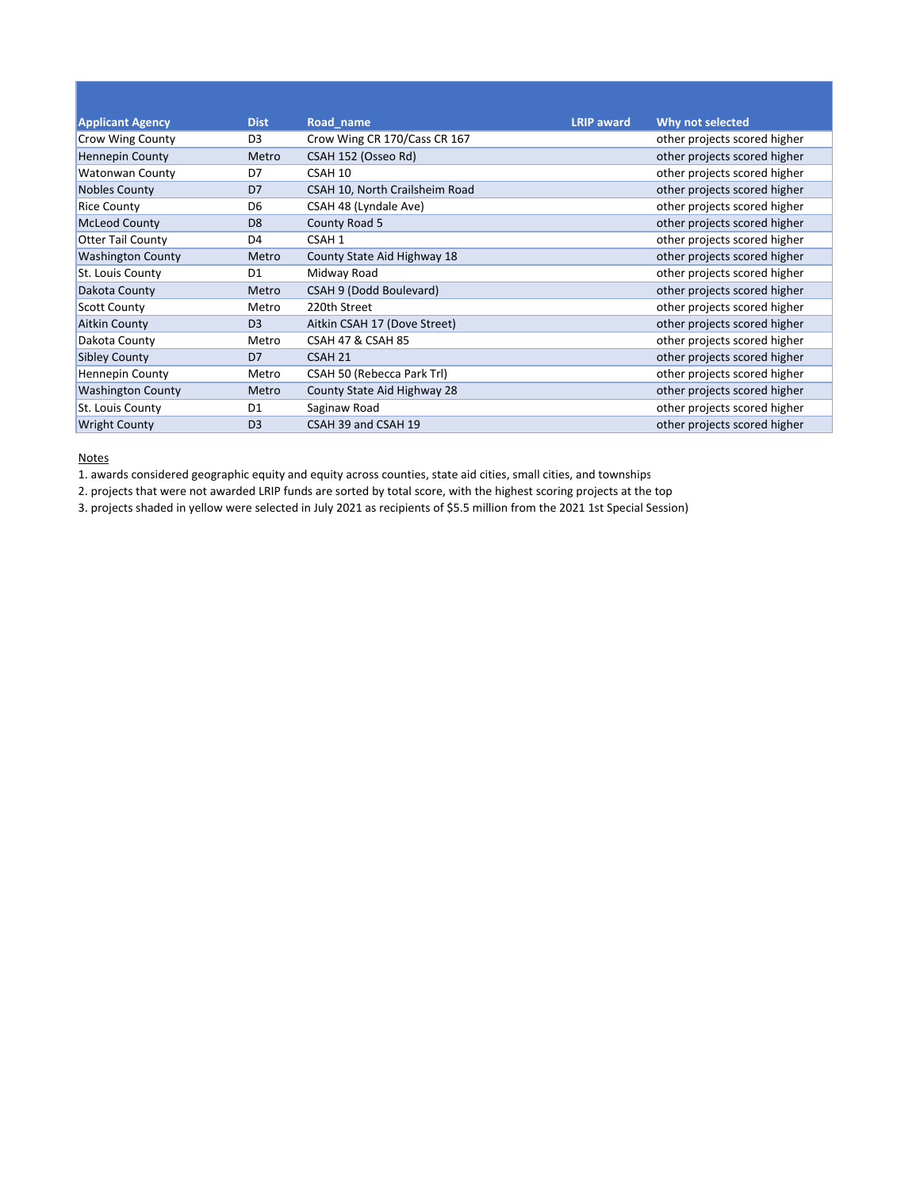| Applicant Agency | Dist | Road_name | LRIP award | Why not selected |
|---|---|---|---|---|
| Crow Wing County | D3 | Crow Wing CR 170/Cass CR 167 | | other projects scored higher |
| Hennepin County | Metro | CSAH 152 (Osseo Rd) | | other projects scored higher |
| Watonwan County | D7 | CSAH 10 | | other projects scored higher |
| Nobles County | D7 | CSAH 10, North Crailsheim Road | | other projects scored higher |
| Rice County | D6 | CSAH 48 (Lyndale Ave) | | other projects scored higher |
| McLeod County | D8 | County Road 5 | | other projects scored higher |
| Otter Tail County | D4 | CSAH 1 | | other projects scored higher |
| Washington County | Metro | County State Aid Highway 18 | | other projects scored higher |
| St. Louis County | D1 | Midway Road | | other projects scored higher |
| Dakota County | Metro | CSAH 9 (Dodd Boulevard) | | other projects scored higher |
| Scott County | Metro | 220th Street | | other projects scored higher |
| Aitkin County | D3 | Aitkin CSAH 17 (Dove Street) | | other projects scored higher |
| Dakota County | Metro | CSAH 47 & CSAH 85 | | other projects scored higher |
| Sibley County | D7 | CSAH 21 | | other projects scored higher |
| Hennepin County | Metro | CSAH 50 (Rebecca Park Trl) | | other projects scored higher |
| Washington County | Metro | County State Aid Highway 28 | | other projects scored higher |
| St. Louis County | D1 | Saginaw Road | | other projects scored higher |
| Wright County | D3 | CSAH 39 and CSAH 19 | | other projects scored higher |

Notes

1. awards considered geographic equity and equity across counties, state aid cities, small cities, and townships
2. projects that were not awarded LRIP funds are sorted by total score, with the highest scoring projects at the top
3. projects shaded in yellow were selected in July 2021 as recipients of $5.5 million from the 2021 1st Special Session)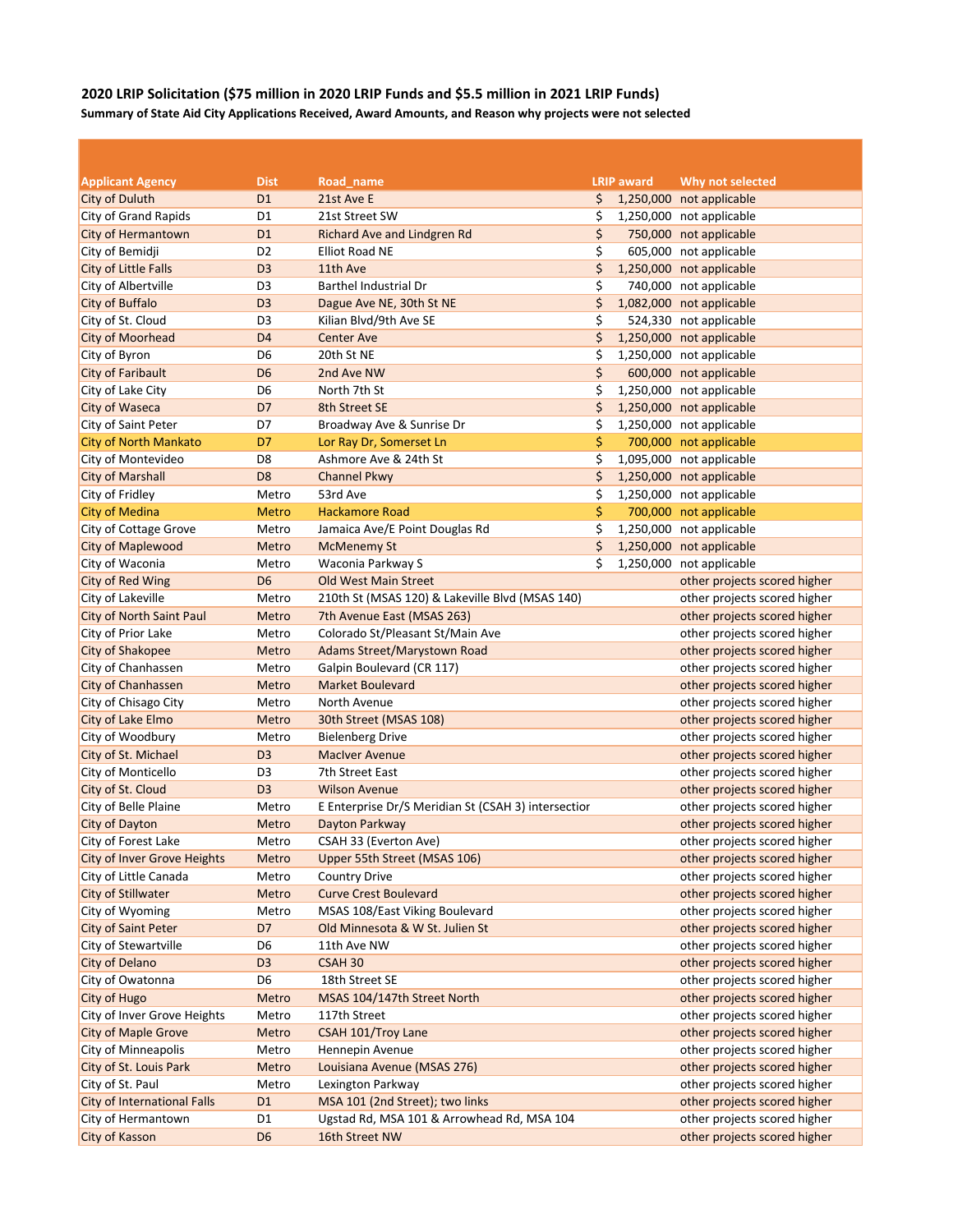**2020 LRIP Solicitation ($75 million in 2020 LRIP Funds and $5.5 million in 2021 LRIP Funds)**

**Summary of State Aid City Applications Received, Award Amounts, and Reason why projects were not selected**

| Applicant Agency | Dist | Road_name | LRIP award | Why not selected |
|---|---|---|---|---|
| City of Duluth | D1 | 21st Ave E | $ 1,250,000 | not applicable |
| City of Grand Rapids | D1 | 21st Street SW | $ 1,250,000 | not applicable |
| City of Hermantown | D1 | Richard Ave and Lindgren Rd | $ 750,000 | not applicable |
| City of Bemidji | D2 | Elliot Road NE | $ 605,000 | not applicable |
| City of Little Falls | D3 | 11th Ave | $ 1,250,000 | not applicable |
| City of Albertville | D3 | Barthel Industrial Dr | $ 740,000 | not applicable |
| City of Buffalo | D3 | Dague Ave NE, 30th St NE | $ 1,082,000 | not applicable |
| City of St. Cloud | D3 | Kilian Blvd/9th Ave SE | $ 524,330 | not applicable |
| City of Moorhead | D4 | Center Ave | $ 1,250,000 | not applicable |
| City of Byron | D6 | 20th St NE | $ 1,250,000 | not applicable |
| City of Faribault | D6 | 2nd Ave NW | $ 600,000 | not applicable |
| City of Lake City | D6 | North 7th St | $ 1,250,000 | not applicable |
| City of Waseca | D7 | 8th Street SE | $ 1,250,000 | not applicable |
| City of Saint Peter | D7 | Broadway Ave & Sunrise Dr | $ 1,250,000 | not applicable |
| City of North Mankato | D7 | Lor Ray Dr, Somerset Ln | $ 700,000 | not applicable |
| City of Montevideo | D8 | Ashmore Ave & 24th St | $ 1,095,000 | not applicable |
| City of Marshall | D8 | Channel Pkwy | $ 1,250,000 | not applicable |
| City of Fridley | Metro | 53rd Ave | $ 1,250,000 | not applicable |
| City of Medina | Metro | Hackamore Road | $ 700,000 | not applicable |
| City of Cottage Grove | Metro | Jamaica Ave/E Point Douglas Rd | $ 1,250,000 | not applicable |
| City of Maplewood | Metro | McMenemy St | $ 1,250,000 | not applicable |
| City of Waconia | Metro | Waconia Parkway S | $ 1,250,000 | not applicable |
| City of Red Wing | D6 | Old West Main Street | | other projects scored higher |
| City of Lakeville | Metro | 210th St (MSAS 120) & Lakeville Blvd (MSAS 140) | | other projects scored higher |
| City of North Saint Paul | Metro | 7th Avenue East (MSAS 263) | | other projects scored higher |
| City of Prior Lake | Metro | Colorado St/Pleasant St/Main Ave | | other projects scored higher |
| City of Shakopee | Metro | Adams Street/Marystown Road | | other projects scored higher |
| City of Chanhassen | Metro | Galpin Boulevard (CR 117) | | other projects scored higher |
| City of Chanhassen | Metro | Market Boulevard | | other projects scored higher |
| City of Chisago City | Metro | North Avenue | | other projects scored higher |
| City of Lake Elmo | Metro | 30th Street (MSAS 108) | | other projects scored higher |
| City of Woodbury | Metro | Bielenberg Drive | | other projects scored higher |
| City of St. Michael | D3 | MacIver Avenue | | other projects scored higher |
| City of Monticello | D3 | 7th Street East | | other projects scored higher |
| City of St. Cloud | D3 | Wilson Avenue | | other projects scored higher |
| City of Belle Plaine | Metro | E Enterprise Dr/S Meridian St (CSAH 3) intersectior | | other projects scored higher |
| City of Dayton | Metro | Dayton Parkway | | other projects scored higher |
| City of Forest Lake | Metro | CSAH 33 (Everton Ave) | | other projects scored higher |
| City of Inver Grove Heights | Metro | Upper 55th Street (MSAS 106) | | other projects scored higher |
| City of Little Canada | Metro | Country Drive | | other projects scored higher |
| City of Stillwater | Metro | Curve Crest Boulevard | | other projects scored higher |
| City of Wyoming | Metro | MSAS 108/East Viking Boulevard | | other projects scored higher |
| City of Saint Peter | D7 | Old Minnesota & W St. Julien St | | other projects scored higher |
| City of Stewartville | D6 | 11th Ave NW | | other projects scored higher |
| City of Delano | D3 | CSAH 30 | | other projects scored higher |
| City of Owatonna | D6 | 18th Street SE | | other projects scored higher |
| City of Hugo | Metro | MSAS 104/147th Street North | | other projects scored higher |
| City of Inver Grove Heights | Metro | 117th Street | | other projects scored higher |
| City of Maple Grove | Metro | CSAH 101/Troy Lane | | other projects scored higher |
| City of Minneapolis | Metro | Hennepin Avenue | | other projects scored higher |
| City of St. Louis Park | Metro | Louisiana Avenue (MSAS 276) | | other projects scored higher |
| City of St. Paul | Metro | Lexington Parkway | | other projects scored higher |
| City of International Falls | D1 | MSA 101 (2nd Street); two links | | other projects scored higher |
| City of Hermantown | D1 | Ugstad Rd, MSA 101 & Arrowhead Rd, MSA 104 | | other projects scored higher |
| City of Kasson | D6 | 16th Street NW | | other projects scored higher |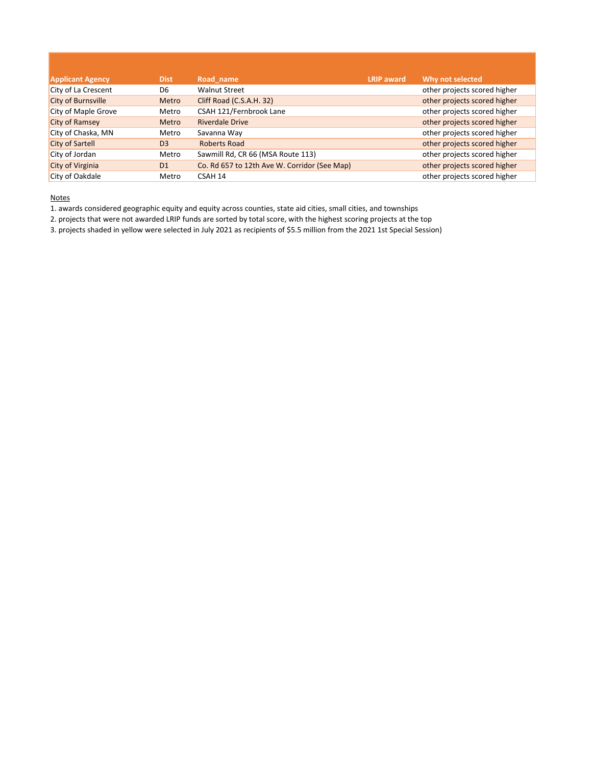| Applicant Agency | Dist | Road_name | LRIP award | Why not selected |
|---|---|---|---|---|
| City of La Crescent | D6 | Walnut Street | | other projects scored higher |
| City of Burnsville | Metro | Cliff Road (C.S.A.H. 32) | | other projects scored higher |
| City of Maple Grove | Metro | CSAH 121/Fernbrook Lane | | other projects scored higher |
| City of Ramsey | Metro | Riverdale Drive | | other projects scored higher |
| City of Chaska, MN | Metro | Savanna Way | | other projects scored higher |
| City of Sartell | D3 | Roberts Road | | other projects scored higher |
| City of Jordan | Metro | Sawmill Rd, CR 66 (MSA Route 113) | | other projects scored higher |
| City of Virginia | D1 | Co. Rd 657 to 12th Ave W. Corridor (See Map) | | other projects scored higher |
| City of Oakdale | Metro | CSAH 14 | | other projects scored higher |

Notes

1. awards considered geographic equity and equity across counties, state aid cities, small cities, and townships
2. projects that were not awarded LRIP funds are sorted by total score, with the highest scoring projects at the top
3. projects shaded in yellow were selected in July 2021 as recipients of $5.5 million from the 2021 1st Special Session)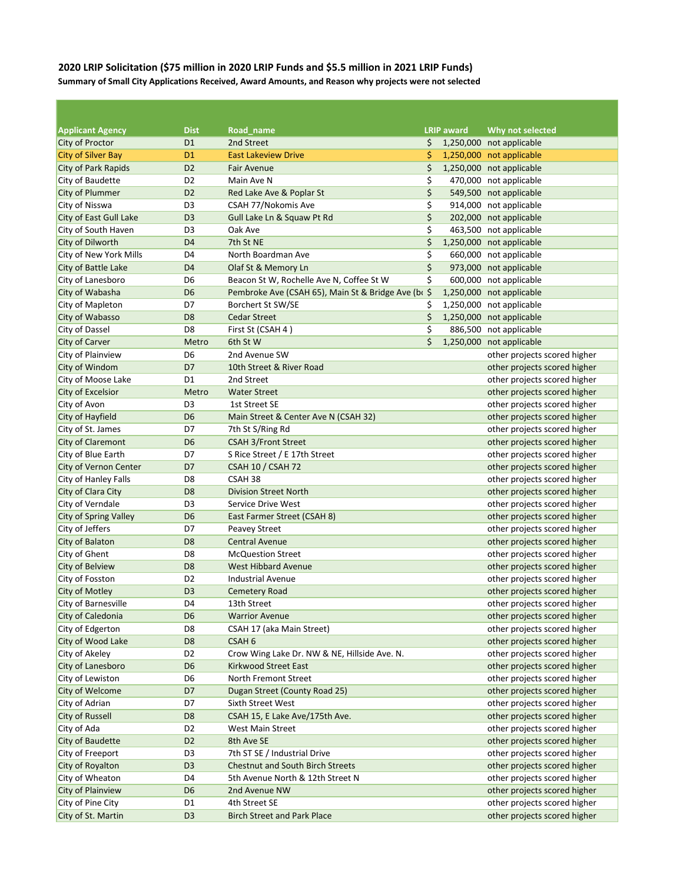**2020 LRIP Solicitation ($75 million in 2020 LRIP Funds and $5.5 million in 2021 LRIP Funds)**

**Summary of Small City Applications Received, Award Amounts, and Reason why projects were not selected**

| Applicant Agency | Dist | Road_name | LRIP award | Why not selected |
|---|---|---|---|---|
| City of Proctor | D1 | 2nd Street | $ 1,250,000 | not applicable |
| City of Silver Bay | D1 | East Lakeview Drive | $ 1,250,000 | not applicable |
| City of Park Rapids | D2 | Fair Avenue | $ 1,250,000 | not applicable |
| City of Baudette | D2 | Main Ave N | $ 470,000 | not applicable |
| City of Plummer | D2 | Red Lake Ave & Poplar St | $ 549,500 | not applicable |
| City of Nisswa | D3 | CSAH 77/Nokomis Ave | $ 914,000 | not applicable |
| City of East Gull Lake | D3 | Gull Lake Ln & Squaw Pt Rd | $ 202,000 | not applicable |
| City of South Haven | D3 | Oak Ave | $ 463,500 | not applicable |
| City of Dilworth | D4 | 7th St NE | $ 1,250,000 | not applicable |
| City of New York Mills | D4 | North Boardman Ave | $ 660,000 | not applicable |
| City of Battle Lake | D4 | Olaf St & Memory Ln | $ 973,000 | not applicable |
| City of Lanesboro | D6 | Beacon St W, Rochelle Ave N, Coffee St W | $ 600,000 | not applicable |
| City of Wabasha | D6 | Pembroke Ave (CSAH 65), Main St & Bridge Ave (bo | $ 1,250,000 | not applicable |
| City of Mapleton | D7 | Borchert St SW/SE | $ 1,250,000 | not applicable |
| City of Wabasso | D8 | Cedar Street | $ 1,250,000 | not applicable |
| City of Dassel | D8 | First St (CSAH 4 ) | $ 886,500 | not applicable |
| City of Carver | Metro | 6th St W | $ 1,250,000 | not applicable |
| City of Plainview | D6 | 2nd Avenue SW | | other projects scored higher |
| City of Windom | D7 | 10th Street & River Road | | other projects scored higher |
| City of Moose Lake | D1 | 2nd Street | | other projects scored higher |
| City of Excelsior | Metro | Water Street | | other projects scored higher |
| City of Avon | D3 | 1st Street SE | | other projects scored higher |
| City of Hayfield | D6 | Main Street & Center Ave N (CSAH 32) | | other projects scored higher |
| City of St. James | D7 | 7th St S/Ring Rd | | other projects scored higher |
| City of Claremont | D6 | CSAH 3/Front Street | | other projects scored higher |
| City of Blue Earth | D7 | S Rice Street / E 17th Street | | other projects scored higher |
| City of Vernon Center | D7 | CSAH 10 / CSAH 72 | | other projects scored higher |
| City of Hanley Falls | D8 | CSAH 38 | | other projects scored higher |
| City of Clara City | D8 | Division Street North | | other projects scored higher |
| City of Verndale | D3 | Service Drive West | | other projects scored higher |
| City of Spring Valley | D6 | East Farmer Street (CSAH 8) | | other projects scored higher |
| City of Jeffers | D7 | Peavey Street | | other projects scored higher |
| City of Balaton | D8 | Central Avenue | | other projects scored higher |
| City of Ghent | D8 | McQuestion Street | | other projects scored higher |
| City of Belview | D8 | West Hibbard Avenue | | other projects scored higher |
| City of Fosston | D2 | Industrial Avenue | | other projects scored higher |
| City of Motley | D3 | Cemetery Road | | other projects scored higher |
| City of Barnesville | D4 | 13th Street | | other projects scored higher |
| City of Caledonia | D6 | Warrior Avenue | | other projects scored higher |
| City of Edgerton | D8 | CSAH 17 (aka Main Street) | | other projects scored higher |
| City of Wood Lake | D8 | CSAH 6 | | other projects scored higher |
| City of Akeley | D2 | Crow Wing Lake Dr. NW & NE, Hillside Ave. N. | | other projects scored higher |
| City of Lanesboro | D6 | Kirkwood Street East | | other projects scored higher |
| City of Lewiston | D6 | North Fremont Street | | other projects scored higher |
| City of Welcome | D7 | Dugan Street (County Road 25) | | other projects scored higher |
| City of Adrian | D7 | Sixth Street West | | other projects scored higher |
| City of Russell | D8 | CSAH 15, E Lake Ave/175th Ave. | | other projects scored higher |
| City of Ada | D2 | West Main Street | | other projects scored higher |
| City of Baudette | D2 | 8th Ave SE | | other projects scored higher |
| City of Freeport | D3 | 7th ST SE / Industrial Drive | | other projects scored higher |
| City of Royalton | D3 | Chestnut and South Birch Streets | | other projects scored higher |
| City of Wheaton | D4 | 5th Avenue North & 12th Street N | | other projects scored higher |
| City of Plainview | D6 | 2nd Avenue NW | | other projects scored higher |
| City of Pine City | D1 | 4th Street SE | | other projects scored higher |
| City of St. Martin | D3 | Birch Street and Park Place | | other projects scored higher |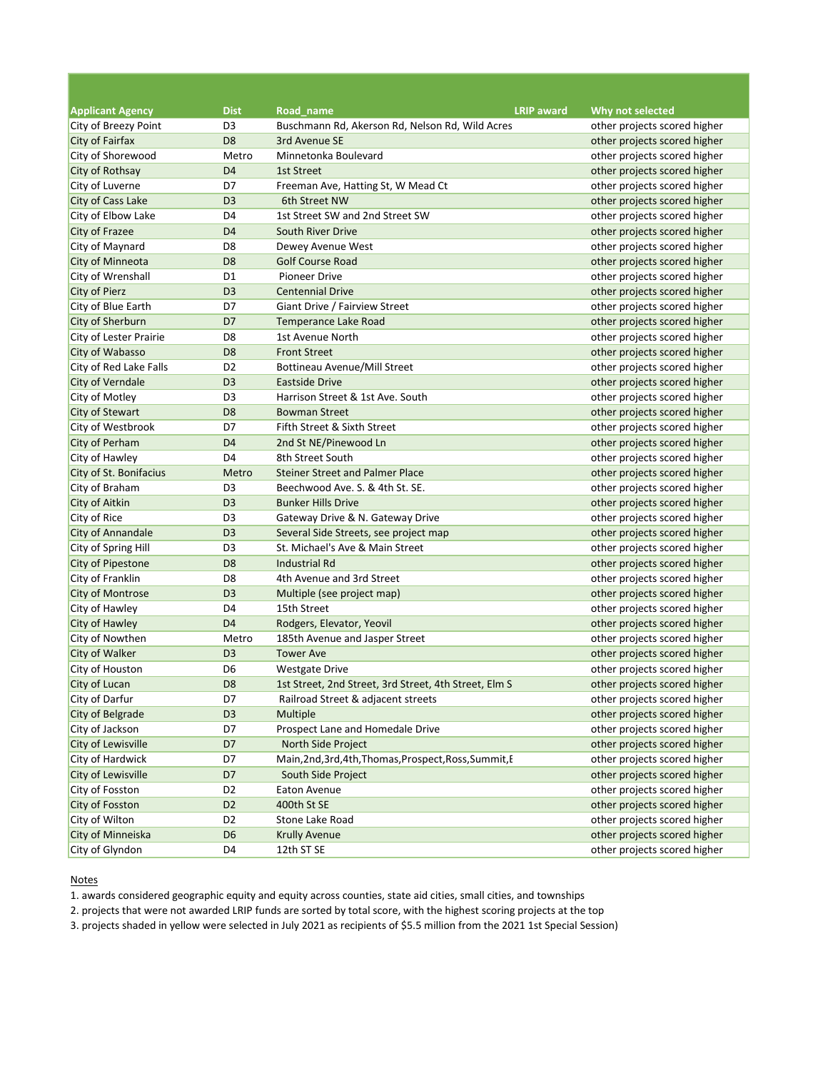| Applicant Agency | Dist | Road_name | LRIP award | Why not selected |
|---|---|---|---|---|
| City of Breezy Point | D3 | Buschmann Rd, Akerson Rd, Nelson Rd, Wild Acres | | other projects scored higher |
| City of Fairfax | D8 | 3rd Avenue SE | | other projects scored higher |
| City of Shorewood | Metro | Minnetonka Boulevard | | other projects scored higher |
| City of Rothsay | D4 | 1st Street | | other projects scored higher |
| City of Luverne | D7 | Freeman Ave, Hatting St, W Mead Ct | | other projects scored higher |
| City of Cass Lake | D3 | 6th Street NW | | other projects scored higher |
| City of Elbow Lake | D4 | 1st Street SW and 2nd Street SW | | other projects scored higher |
| City of Frazee | D4 | South River Drive | | other projects scored higher |
| City of Maynard | D8 | Dewey Avenue West | | other projects scored higher |
| City of Minneota | D8 | Golf Course Road | | other projects scored higher |
| City of Wrenshall | D1 | Pioneer Drive | | other projects scored higher |
| City of Pierz | D3 | Centennial Drive | | other projects scored higher |
| City of Blue Earth | D7 | Giant Drive / Fairview Street | | other projects scored higher |
| City of Sherburn | D7 | Temperance Lake Road | | other projects scored higher |
| City of Lester Prairie | D8 | 1st Avenue North | | other projects scored higher |
| City of Wabasso | D8 | Front Street | | other projects scored higher |
| City of Red Lake Falls | D2 | Bottineau Avenue/Mill Street | | other projects scored higher |
| City of Verndale | D3 | Eastside Drive | | other projects scored higher |
| City of Motley | D3 | Harrison Street & 1st Ave. South | | other projects scored higher |
| City of Stewart | D8 | Bowman Street | | other projects scored higher |
| City of Westbrook | D7 | Fifth Street & Sixth Street | | other projects scored higher |
| City of Perham | D4 | 2nd St NE/Pinewood Ln | | other projects scored higher |
| City of Hawley | D4 | 8th Street South | | other projects scored higher |
| City of St. Bonifacius | Metro | Steiner Street and Palmer Place | | other projects scored higher |
| City of Braham | D3 | Beechwood Ave. S. & 4th St. SE. | | other projects scored higher |
| City of Aitkin | D3 | Bunker Hills Drive | | other projects scored higher |
| City of Rice | D3 | Gateway Drive & N. Gateway Drive | | other projects scored higher |
| City of Annandale | D3 | Several Side Streets, see project map | | other projects scored higher |
| City of Spring Hill | D3 | St. Michael's Ave & Main Street | | other projects scored higher |
| City of Pipestone | D8 | Industrial Rd | | other projects scored higher |
| City of Franklin | D8 | 4th Avenue and 3rd Street | | other projects scored higher |
| City of Montrose | D3 | Multiple (see project map) | | other projects scored higher |
| City of Hawley | D4 | 15th Street | | other projects scored higher |
| City of Hawley | D4 | Rodgers, Elevator, Yeovil | | other projects scored higher |
| City of Nowthen | Metro | 185th Avenue and Jasper Street | | other projects scored higher |
| City of Walker | D3 | Tower Ave | | other projects scored higher |
| City of Houston | D6 | Westgate Drive | | other projects scored higher |
| City of Lucan | D8 | 1st Street, 2nd Street, 3rd Street, 4th Street, Elm S | | other projects scored higher |
| City of Darfur | D7 | Railroad Street & adjacent streets | | other projects scored higher |
| City of Belgrade | D3 | Multiple | | other projects scored higher |
| City of Jackson | D7 | Prospect Lane and Homedale Drive | | other projects scored higher |
| City of Lewisville | D7 | North Side Project | | other projects scored higher |
| City of Hardwick | D7 | Main,2nd,3rd,4th,Thomas,Prospect,Ross,Summit,E | | other projects scored higher |
| City of Lewisville | D7 | South Side Project | | other projects scored higher |
| City of Fosston | D2 | Eaton Avenue | | other projects scored higher |
| City of Fosston | D2 | 400th St SE | | other projects scored higher |
| City of Wilton | D2 | Stone Lake Road | | other projects scored higher |
| City of Minneiska | D6 | Krully Avenue | | other projects scored higher |
| City of Glyndon | D4 | 12th ST SE | | other projects scored higher |

Notes

1. awards considered geographic equity and equity across counties, state aid cities, small cities, and townships
2. projects that were not awarded LRIP funds are sorted by total score, with the highest scoring projects at the top
3. projects shaded in yellow were selected in July 2021 as recipients of $5.5 million from the 2021 1st Special Session)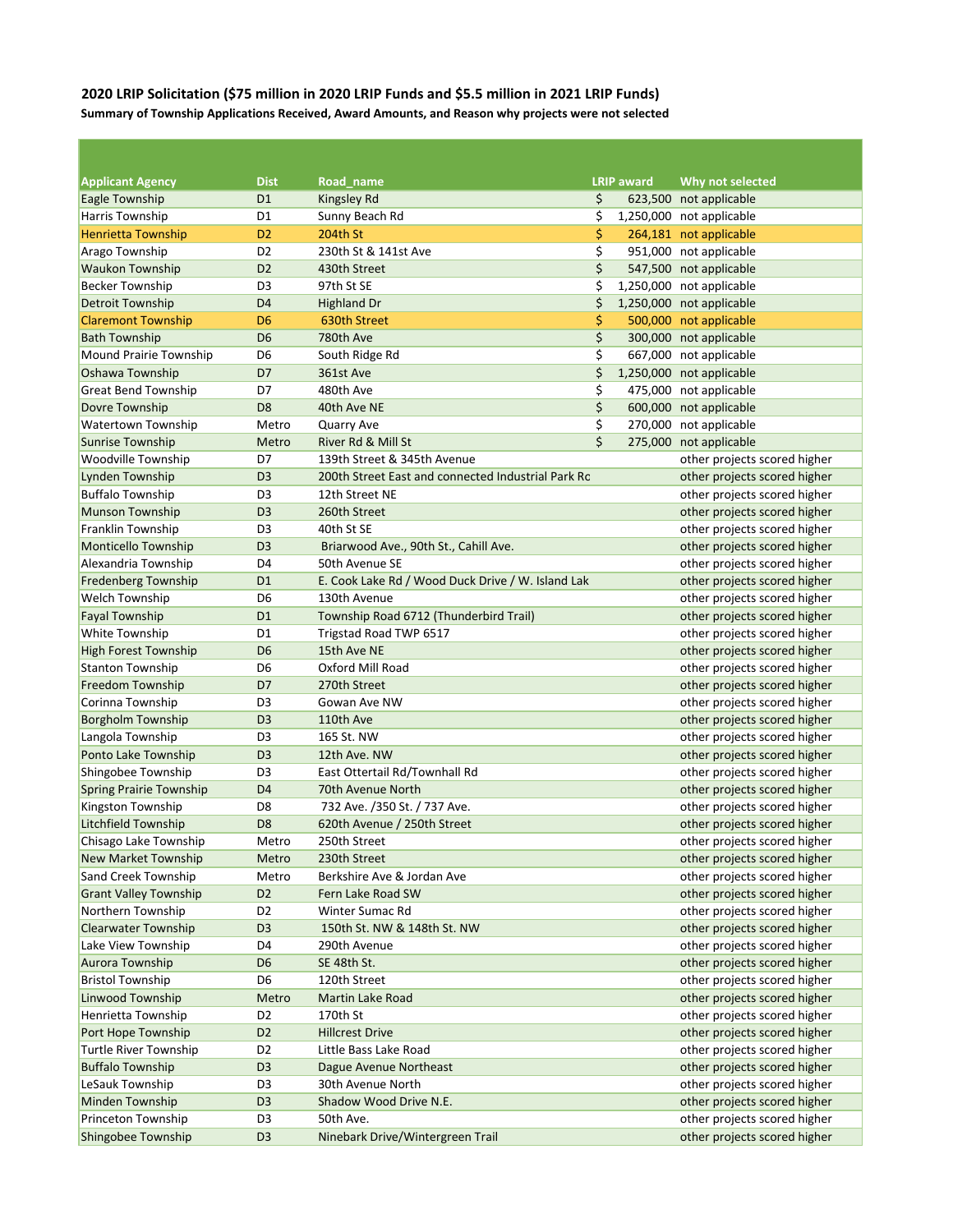**2020 LRIP Solicitation ($75 million in 2020 LRIP Funds and $5.5 million in 2021 LRIP Funds)**

**Summary of Township Applications Received, Award Amounts, and Reason why projects were not selected**

| Applicant Agency | Dist | Road_name | LRIP award | Why not selected |
|---|---|---|---|---|
| Eagle Township | D1 | Kingsley Rd | $ 623,500 | not applicable |
| Harris Township | D1 | Sunny Beach Rd | $ 1,250,000 | not applicable |
| Henrietta Township | D2 | 204th St | $ 264,181 | not applicable |
| Arago Township | D2 | 230th St & 141st Ave | $ 951,000 | not applicable |
| Waukon Township | D2 | 430th Street | $ 547,500 | not applicable |
| Becker Township | D3 | 97th St SE | $ 1,250,000 | not applicable |
| Detroit Township | D4 | Highland Dr | $ 1,250,000 | not applicable |
| Claremont Township | D6 | 630th Street | $ 500,000 | not applicable |
| Bath Township | D6 | 780th Ave | $ 300,000 | not applicable |
| Mound Prairie Township | D6 | South Ridge Rd | $ 667,000 | not applicable |
| Oshawa Township | D7 | 361st Ave | $ 1,250,000 | not applicable |
| Great Bend Township | D7 | 480th Ave | $ 475,000 | not applicable |
| Dovre Township | D8 | 40th Ave NE | $ 600,000 | not applicable |
| Watertown Township | Metro | Quarry Ave | $ 270,000 | not applicable |
| Sunrise Township | Metro | River Rd & Mill St | $ 275,000 | not applicable |
| Woodville Township | D7 | 139th Street & 345th Avenue | | other projects scored higher |
| Lynden Township | D3 | 200th Street East and connected Industrial Park Rd | | other projects scored higher |
| Buffalo Township | D3 | 12th Street NE | | other projects scored higher |
| Munson Township | D3 | 260th Street | | other projects scored higher |
| Franklin Township | D3 | 40th St SE | | other projects scored higher |
| Monticello Township | D3 | Briarwood Ave., 90th St., Cahill Ave. | | other projects scored higher |
| Alexandria Township | D4 | 50th Avenue SE | | other projects scored higher |
| Fredenberg Township | D1 | E. Cook Lake Rd / Wood Duck Drive / W. Island Lak | | other projects scored higher |
| Welch Township | D6 | 130th Avenue | | other projects scored higher |
| Fayal Township | D1 | Township Road 6712 (Thunderbird Trail) | | other projects scored higher |
| White Township | D1 | Trigstad Road TWP 6517 | | other projects scored higher |
| High Forest Township | D6 | 15th Ave NE | | other projects scored higher |
| Stanton Township | D6 | Oxford Mill Road | | other projects scored higher |
| Freedom Township | D7 | 270th Street | | other projects scored higher |
| Corinna Township | D3 | Gowan Ave NW | | other projects scored higher |
| Borgholm Township | D3 | 110th Ave | | other projects scored higher |
| Langola Township | D3 | 165 St. NW | | other projects scored higher |
| Ponto Lake Township | D3 | 12th Ave. NW | | other projects scored higher |
| Shingobee Township | D3 | East Ottertail Rd/Townhall Rd | | other projects scored higher |
| Spring Prairie Township | D4 | 70th Avenue North | | other projects scored higher |
| Kingston Township | D8 | 732 Ave. /350 St. / 737 Ave. | | other projects scored higher |
| Litchfield Township | D8 | 620th Avenue / 250th Street | | other projects scored higher |
| Chisago Lake Township | Metro | 250th Street | | other projects scored higher |
| New Market Township | Metro | 230th Street | | other projects scored higher |
| Sand Creek Township | Metro | Berkshire Ave & Jordan Ave | | other projects scored higher |
| Grant Valley Township | D2 | Fern Lake Road SW | | other projects scored higher |
| Northern Township | D2 | Winter Sumac Rd | | other projects scored higher |
| Clearwater Township | D3 | 150th St. NW & 148th St. NW | | other projects scored higher |
| Lake View Township | D4 | 290th Avenue | | other projects scored higher |
| Aurora Township | D6 | SE 48th St. | | other projects scored higher |
| Bristol Township | D6 | 120th Street | | other projects scored higher |
| Linwood Township | Metro | Martin Lake Road | | other projects scored higher |
| Henrietta Township | D2 | 170th St | | other projects scored higher |
| Port Hope Township | D2 | Hillcrest Drive | | other projects scored higher |
| Turtle River Township | D2 | Little Bass Lake Road | | other projects scored higher |
| Buffalo Township | D3 | Dague Avenue Northeast | | other projects scored higher |
| LeSauk Township | D3 | 30th Avenue North | | other projects scored higher |
| Minden Township | D3 | Shadow Wood Drive N.E. | | other projects scored higher |
| Princeton Township | D3 | 50th Ave. | | other projects scored higher |
| Shingobee Township | D3 | Ninebark Drive/Wintergreen Trail | | other projects scored higher |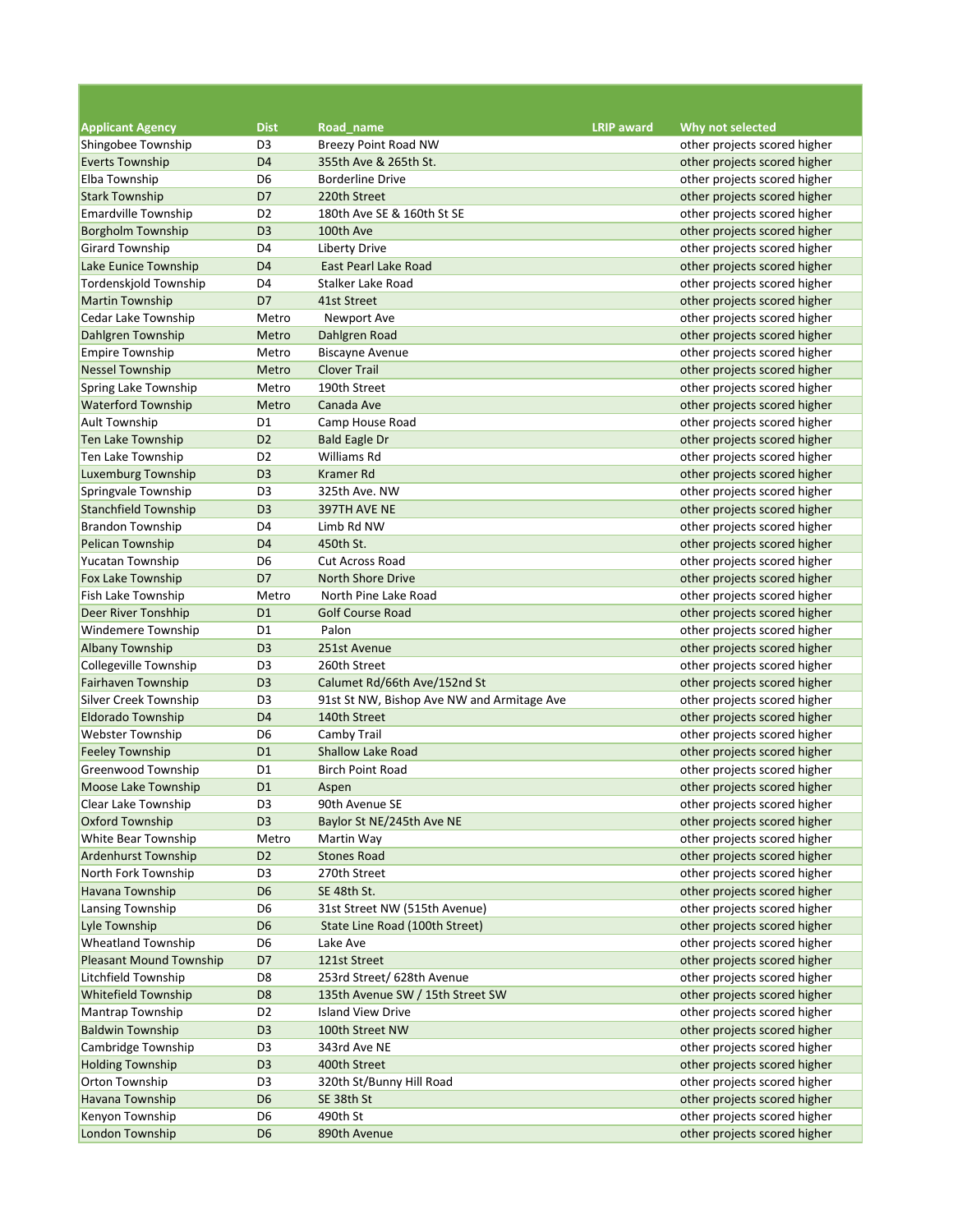| Applicant Agency | Dist | Road_name | LRIP award | Why not selected |
|---|---|---|---|---|
| Shingobee Township | D3 | Breezy Point Road NW | | other projects scored higher |
| Everts Township | D4 | 355th Ave & 265th St. | | other projects scored higher |
| Elba Township | D6 | Borderline Drive | | other projects scored higher |
| Stark Township | D7 | 220th Street | | other projects scored higher |
| Emardville Township | D2 | 180th Ave SE & 160th St SE | | other projects scored higher |
| Borgholm Township | D3 | 100th Ave | | other projects scored higher |
| Girard Township | D4 | Liberty Drive | | other projects scored higher |
| Lake Eunice Township | D4 | East Pearl Lake Road | | other projects scored higher |
| Tordenskjold Township | D4 | Stalker Lake Road | | other projects scored higher |
| Martin Township | D7 | 41st Street | | other projects scored higher |
| Cedar Lake Township | Metro | Newport Ave | | other projects scored higher |
| Dahlgren Township | Metro | Dahlgren Road | | other projects scored higher |
| Empire Township | Metro | Biscayne Avenue | | other projects scored higher |
| Nessel Township | Metro | Clover Trail | | other projects scored higher |
| Spring Lake Township | Metro | 190th Street | | other projects scored higher |
| Waterford Township | Metro | Canada Ave | | other projects scored higher |
| Ault Township | D1 | Camp House Road | | other projects scored higher |
| Ten Lake Township | D2 | Bald Eagle Dr | | other projects scored higher |
| Ten Lake Township | D2 | Williams Rd | | other projects scored higher |
| Luxemburg Township | D3 | Kramer Rd | | other projects scored higher |
| Springvale Township | D3 | 325th Ave. NW | | other projects scored higher |
| Stanchfield Township | D3 | 397TH AVE NE | | other projects scored higher |
| Brandon Township | D4 | Limb Rd NW | | other projects scored higher |
| Pelican Township | D4 | 450th St. | | other projects scored higher |
| Yucatan Township | D6 | Cut Across Road | | other projects scored higher |
| Fox Lake Township | D7 | North Shore Drive | | other projects scored higher |
| Fish Lake Township | Metro | North Pine Lake Road | | other projects scored higher |
| Deer River Tonshhip | D1 | Golf Course Road | | other projects scored higher |
| Windemere Township | D1 | Palon | | other projects scored higher |
| Albany Township | D3 | 251st Avenue | | other projects scored higher |
| Collegeville Township | D3 | 260th Street | | other projects scored higher |
| Fairhaven Township | D3 | Calumet Rd/66th Ave/152nd St | | other projects scored higher |
| Silver Creek Township | D3 | 91st St NW, Bishop Ave NW and Armitage Ave | | other projects scored higher |
| Eldorado Township | D4 | 140th Street | | other projects scored higher |
| Webster Township | D6 | Camby Trail | | other projects scored higher |
| Feeley Township | D1 | Shallow Lake Road | | other projects scored higher |
| Greenwood Township | D1 | Birch Point Road | | other projects scored higher |
| Moose Lake Township | D1 | Aspen | | other projects scored higher |
| Clear Lake Township | D3 | 90th Avenue SE | | other projects scored higher |
| Oxford Township | D3 | Baylor St NE/245th Ave NE | | other projects scored higher |
| White Bear Township | Metro | Martin Way | | other projects scored higher |
| Ardenhurst Township | D2 | Stones Road | | other projects scored higher |
| North Fork Township | D3 | 270th Street | | other projects scored higher |
| Havana Township | D6 | SE 48th St. | | other projects scored higher |
| Lansing Township | D6 | 31st Street NW (515th Avenue) | | other projects scored higher |
| Lyle Township | D6 | State Line Road (100th Street) | | other projects scored higher |
| Wheatland Township | D6 | Lake Ave | | other projects scored higher |
| Pleasant Mound Township | D7 | 121st Street | | other projects scored higher |
| Litchfield Township | D8 | 253rd Street/ 628th Avenue | | other projects scored higher |
| Whitefield Township | D8 | 135th Avenue SW / 15th Street SW | | other projects scored higher |
| Mantrap Township | D2 | Island View Drive | | other projects scored higher |
| Baldwin Township | D3 | 100th Street NW | | other projects scored higher |
| Cambridge Township | D3 | 343rd Ave NE | | other projects scored higher |
| Holding Township | D3 | 400th Street | | other projects scored higher |
| Orton Township | D3 | 320th St/Bunny Hill Road | | other projects scored higher |
| Havana Township | D6 | SE 38th St | | other projects scored higher |
| Kenyon Township | D6 | 490th St | | other projects scored higher |
| London Township | D6 | 890th Avenue | | other projects scored higher |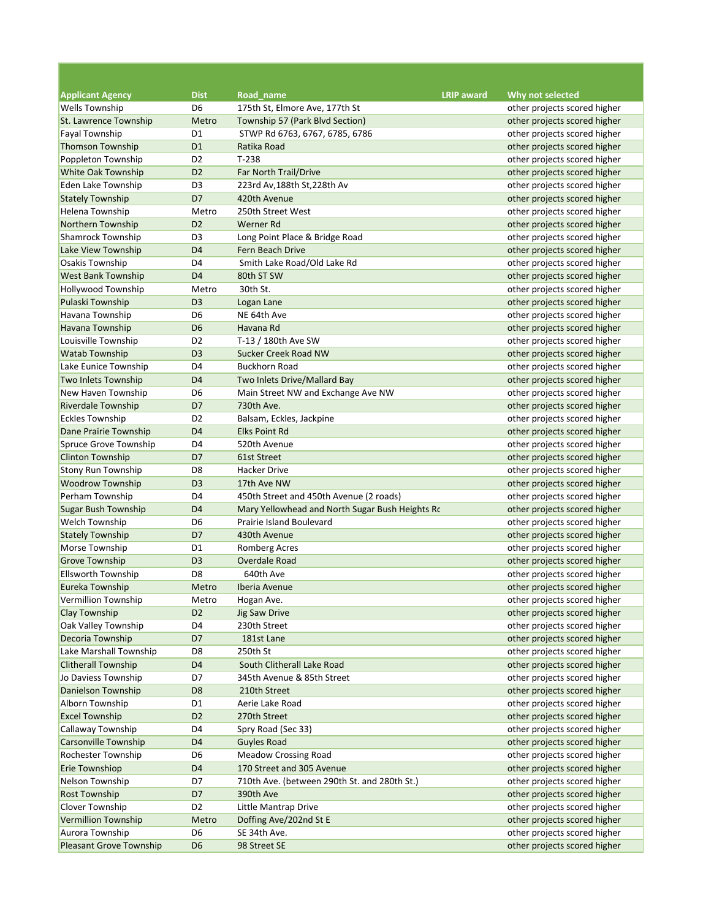| Applicant Agency | Dist | Road_name | LRIP award | Why not selected |
|---|---|---|---|---|
| Wells Township | D6 | 175th St, Elmore Ave, 177th St | | other projects scored higher |
| St. Lawrence Township | Metro | Township 57 (Park Blvd Section) | | other projects scored higher |
| Fayal Township | D1 | STWP Rd 6763, 6767, 6785, 6786 | | other projects scored higher |
| Thomson Township | D1 | Ratika Road | | other projects scored higher |
| Poppleton Township | D2 | T-238 | | other projects scored higher |
| White Oak Township | D2 | Far North Trail/Drive | | other projects scored higher |
| Eden Lake Township | D3 | 223rd Av,188th St,228th Av | | other projects scored higher |
| Stately Township | D7 | 420th Avenue | | other projects scored higher |
| Helena Township | Metro | 250th Street West | | other projects scored higher |
| Northern Township | D2 | Werner Rd | | other projects scored higher |
| Shamrock Township | D3 | Long Point Place & Bridge Road | | other projects scored higher |
| Lake View Township | D4 | Fern Beach Drive | | other projects scored higher |
| Osakis Township | D4 | Smith Lake Road/Old Lake Rd | | other projects scored higher |
| West Bank Township | D4 | 80th ST SW | | other projects scored higher |
| Hollywood Township | Metro | 30th St. | | other projects scored higher |
| Pulaski Township | D3 | Logan Lane | | other projects scored higher |
| Havana Township | D6 | NE 64th Ave | | other projects scored higher |
| Havana Township | D6 | Havana Rd | | other projects scored higher |
| Louisville Township | D2 | T-13 / 180th Ave SW | | other projects scored higher |
| Watab Township | D3 | Sucker Creek Road NW | | other projects scored higher |
| Lake Eunice Township | D4 | Buckhorn Road | | other projects scored higher |
| Two Inlets Township | D4 | Two Inlets Drive/Mallard Bay | | other projects scored higher |
| New Haven Township | D6 | Main Street NW and Exchange Ave NW | | other projects scored higher |
| Riverdale Township | D7 | 730th Ave. | | other projects scored higher |
| Eckles Township | D2 | Balsam, Eckles, Jackpine | | other projects scored higher |
| Dane Prairie Township | D4 | Elks Point Rd | | other projects scored higher |
| Spruce Grove Township | D4 | 520th Avenue | | other projects scored higher |
| Clinton Township | D7 | 61st Street | | other projects scored higher |
| Stony Run Township | D8 | Hacker Drive | | other projects scored higher |
| Woodrow Township | D3 | 17th Ave NW | | other projects scored higher |
| Perham Township | D4 | 450th Street and 450th Avenue (2 roads) | | other projects scored higher |
| Sugar Bush Township | D4 | Mary Yellowhead and North Sugar Bush Heights Rc | | other projects scored higher |
| Welch Township | D6 | Prairie Island Boulevard | | other projects scored higher |
| Stately Township | D7 | 430th Avenue | | other projects scored higher |
| Morse Township | D1 | Romberg Acres | | other projects scored higher |
| Grove Township | D3 | Overdale Road | | other projects scored higher |
| Ellsworth Township | D8 | 640th Ave | | other projects scored higher |
| Eureka Township | Metro | Iberia Avenue | | other projects scored higher |
| Vermillion Township | Metro | Hogan Ave. | | other projects scored higher |
| Clay Township | D2 | Jig Saw Drive | | other projects scored higher |
| Oak Valley Township | D4 | 230th Street | | other projects scored higher |
| Decoria Township | D7 | 181st Lane | | other projects scored higher |
| Lake Marshall Township | D8 | 250th St | | other projects scored higher |
| Clitherall Township | D4 | South Clitherall Lake Road | | other projects scored higher |
| Jo Daviess Township | D7 | 345th Avenue & 85th Street | | other projects scored higher |
| Danielson Township | D8 | 210th Street | | other projects scored higher |
| Alborn Township | D1 | Aerie Lake Road | | other projects scored higher |
| Excel Township | D2 | 270th Street | | other projects scored higher |
| Callaway Township | D4 | Spry Road (Sec 33) | | other projects scored higher |
| Carsonville Township | D4 | Guyles Road | | other projects scored higher |
| Rochester Township | D6 | Meadow Crossing Road | | other projects scored higher |
| Erie Townshiop | D4 | 170 Street and 305 Avenue | | other projects scored higher |
| Nelson Township | D7 | 710th Ave. (between 290th St. and 280th St.) | | other projects scored higher |
| Rost Township | D7 | 390th Ave | | other projects scored higher |
| Clover Township | D2 | Little Mantrap Drive | | other projects scored higher |
| Vermillion Township | Metro | Doffing Ave/202nd St E | | other projects scored higher |
| Aurora Township | D6 | SE 34th Ave. | | other projects scored higher |
| Pleasant Grove Township | D6 | 98 Street SE | | other projects scored higher |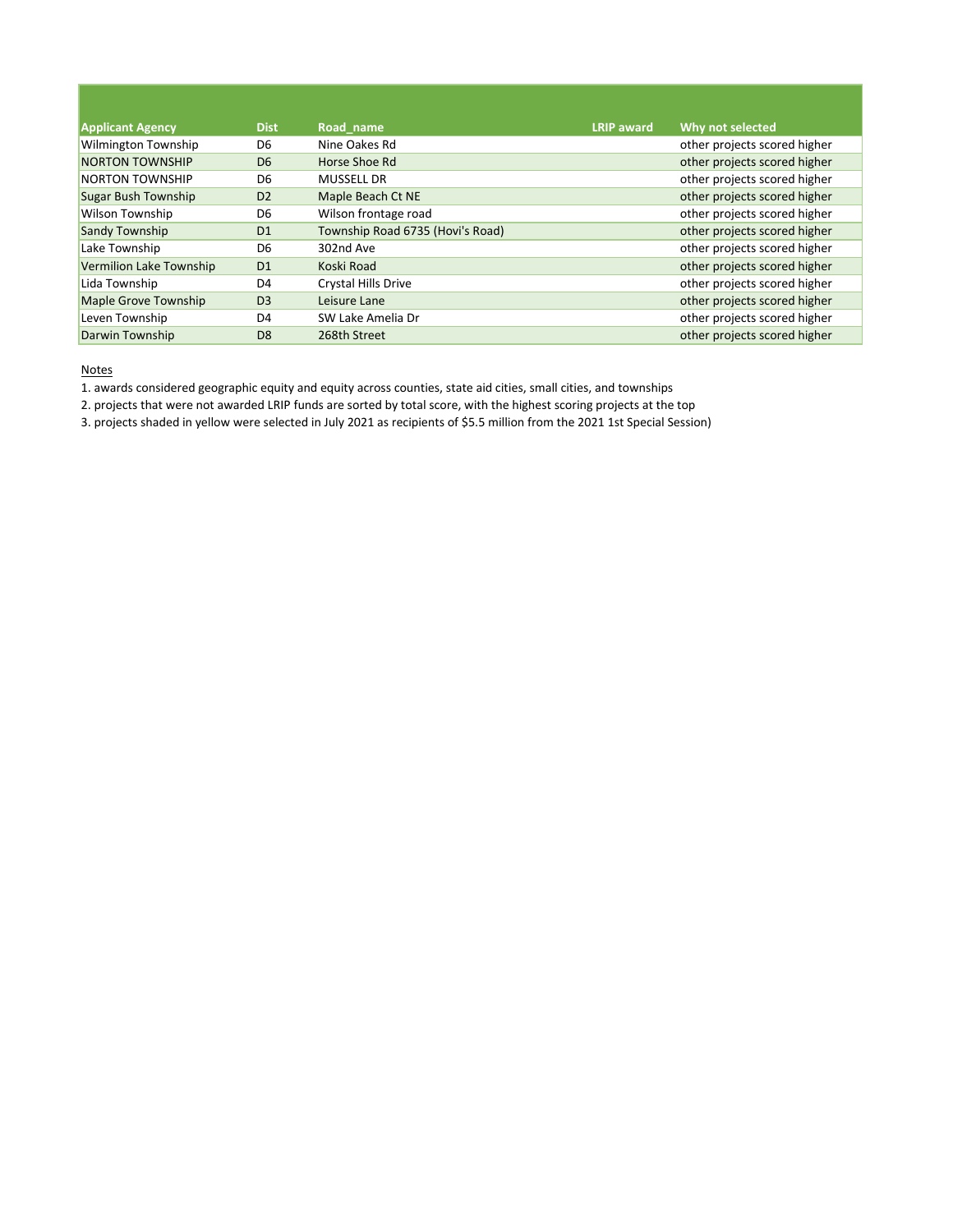| Applicant Agency | Dist | Road_name | LRIP award | Why not selected |
|---|---|---|---|---|
| Wilmington Township | D6 | Nine Oakes Rd | | other projects scored higher |
| NORTON TOWNSHIP | D6 | Horse Shoe Rd | | other projects scored higher |
| NORTON TOWNSHIP | D6 | MUSSELL DR | | other projects scored higher |
| Sugar Bush Township | D2 | Maple Beach Ct NE | | other projects scored higher |
| Wilson Township | D6 | Wilson frontage road | | other projects scored higher |
| Sandy Township | D1 | Township Road 6735 (Hovi's Road) | | other projects scored higher |
| Lake Township | D6 | 302nd Ave | | other projects scored higher |
| Vermilion Lake Township | D1 | Koski Road | | other projects scored higher |
| Lida Township | D4 | Crystal Hills Drive | | other projects scored higher |
| Maple Grove Township | D3 | Leisure Lane | | other projects scored higher |
| Leven Township | D4 | SW Lake Amelia Dr | | other projects scored higher |
| Darwin Township | D8 | 268th Street | | other projects scored higher |

Notes

1. awards considered geographic equity and equity across counties, state aid cities, small cities, and townships
2. projects that were not awarded LRIP funds are sorted by total score, with the highest scoring projects at the top
3. projects shaded in yellow were selected in July 2021 as recipients of $5.5 million from the 2021 1st Special Session)